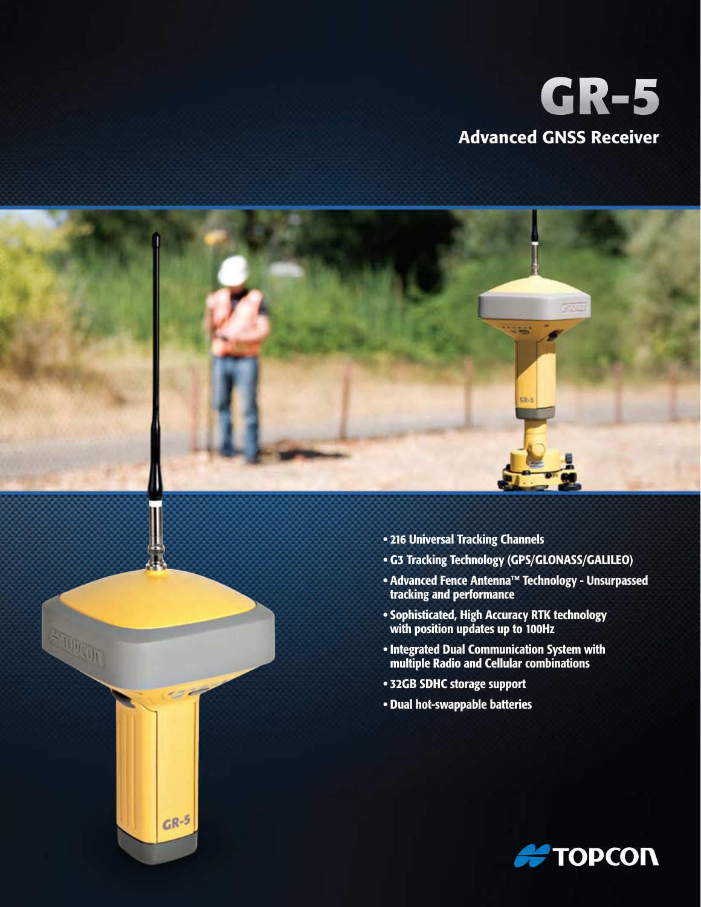# GR-5

## Advanced GNSS Receiver

- 216 Universal Tracking Channels
- G3 Tracking Technology (GPS/GLONASS/GALILEO)
- Advanced Fence Antenna™ Technology - Unsurpassed tracking and performance
- Sophisticated, High Accuracy RTK technology with position updates up to 100Hz
- Integrated Dual Communication System with multiple Radio and Cellular combinations
- 32GB SDHC storage support
- Dual hot-swappable batteries

TOPCON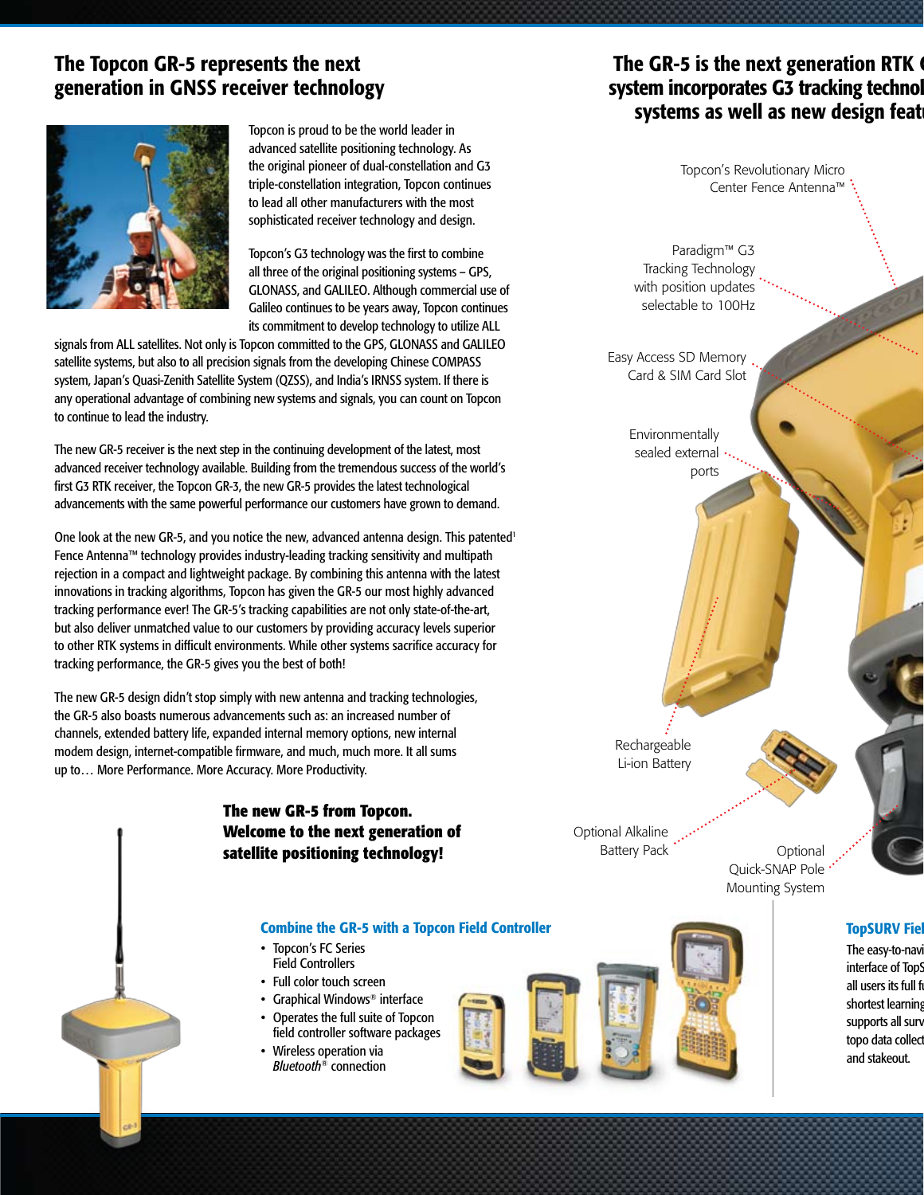## The Topcon GR-5 represents the next generation in GNSS receiver technology

Topcon is proud to be the world leader in advanced satellite positioning technology. As the original pioneer of dual-constellation and G3 triple-constellation integration, Topcon continues to lead all other manufacturers with the most sophisticated receiver technology and design.

Topcon's G3 technology was the first to combine all three of the original positioning systems – GPS, GLONASS, and GALILEO. Although commercial use of Galileo continues to be years away, Topcon continues its commitment to develop technology to utilize ALL signals from ALL satellites. Not only is Topcon committed to the GPS, GLONASS and GALILEO satellite systems, but also to all precision signals from the developing Chinese COMPASS system, Japan's Quasi-Zenith Satellite System (QZSS), and India's IRNSS system. If there is any operational advantage of combining new systems and signals, you can count on Topcon to continue to lead the industry.

The new GR-5 receiver is the next step in the continuing development of the latest, most advanced receiver technology available. Building from the tremendous success of the world's first G3 RTK receiver, the Topcon GR-3, the new GR-5 provides the latest technological advancements with the same powerful performance our customers have grown to demand.

One look at the new GR-5, and you notice the new, advanced antenna design. This patented[1] Fence Antenna™ technology provides industry-leading tracking sensitivity and multipath rejection in a compact and lightweight package. By combining this antenna with the latest innovations in tracking algorithms, Topcon has given the GR-5 our most highly advanced tracking performance ever! The GR-5's tracking capabilities are not only state-of-the-art, but also deliver unmatched value to our customers by providing accuracy levels superior to other RTK systems in difficult environments. While other systems sacrifice accuracy for tracking performance, the GR-5 gives you the best of both!

The new GR-5 design didn't stop simply with new antenna and tracking technologies, the GR-5 also boasts numerous advancements such as: an increased number of channels, extended battery life, expanded internal memory options, new internal modem design, internet-compatible firmware, and much, much more. It all sums up to… More Performance. More Accuracy. More Productivity.

**The new GR-5 from Topcon. Welcome to the next generation of satellite positioning technology!**

## The GR-5 is the next generation RTK system incorporates G3 tracking technol systems as well as new design feat

Topcon's Revolutionary Micro Center Fence Antenna™

Paradigm™ G3 Tracking Technology with position updates selectable to 100Hz

Easy Access SD Memory Card & SIM Card Slot

Environmentally sealed external ports

Rechargeable Li-ion Battery

Optional Alkaline Battery Pack

Optional Quick-SNAP Pole Mounting System

### Combine the GR-5 with a Topcon Field Controller

- Topcon's FC Series Field Controllers
- Full color touch screen
- Graphical Windows® interface
- Operates the full suite of Topcon field controller software packages
- Wireless operation via *Bluetooth*® connection

### TopSURV Fiel

The easy-to-navi interface of TopS all users its full fu shortest learning supports all surv topo data collect and stakeout.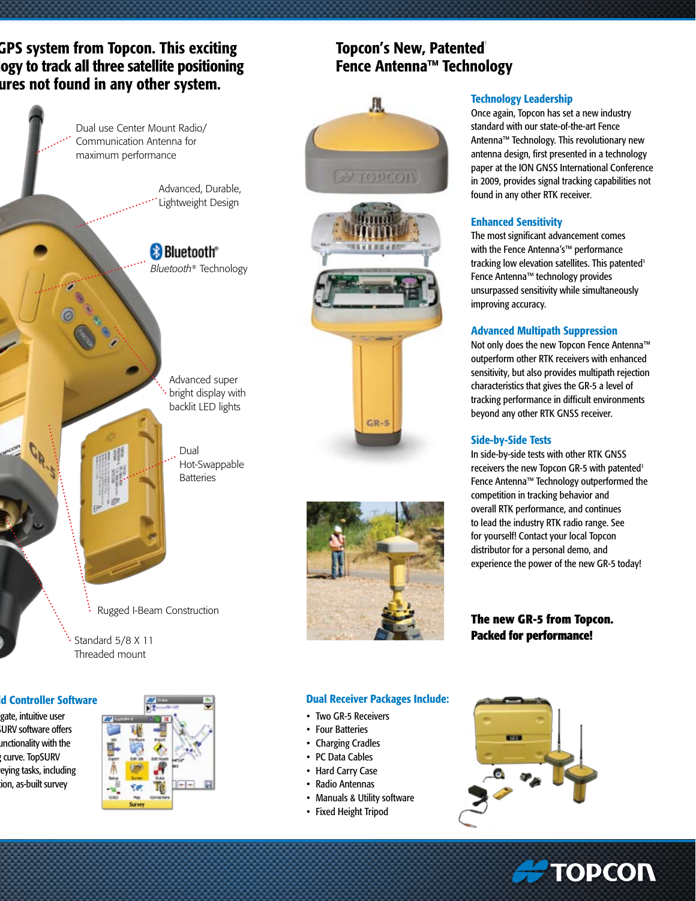# GPS system from Topcon. This exciting ogy to track all three satellite positioning ures not found in any other system.

Dual use Center Mount Radio/ Communication Antenna for maximum performance

Advanced, Durable, Lightweight Design

Bluetooth®

*Bluetooth*® Technology

Advanced super bright display with backlit LED lights

Dual Hot-Swappable Batteries

Rugged I-Beam Construction

Standard 5/8 X 11 Threaded mount

## d Controller Software

gate, intuitive user URV software offers unctionality with the curve. TopSURV eying tasks, including ion, as-built survey

# Topcon's New, Patented[1] Fence Antenna™ Technology

### Technology Leadership

Once again, Topcon has set a new industry standard with our state-of-the-art Fence Antenna™ Technology. This revolutionary new antenna design, first presented in a technology paper at the ION GNSS International Conference in 2009, provides signal tracking capabilities not found in any other RTK receiver.

### Enhanced Sensitivity

The most significant advancement comes with the Fence Antenna's™ performance tracking low elevation satellites. This patented[1] Fence Antenna™ technology provides unsurpassed sensitivity while simultaneously improving accuracy.

### Advanced Multipath Suppression

Not only does the new Topcon Fence Antenna™ outperform other RTK receivers with enhanced sensitivity, but also provides multipath rejection characteristics that gives the GR-5 a level of tracking performance in difficult environments beyond any other RTK GNSS receiver.

### Side-by-Side Tests

In side-by-side tests with other RTK GNSS receivers the new Topcon GR-5 with patented[1] Fence Antenna™ Technology outperformed the competition in tracking behavior and overall RTK performance, and continues to lead the industry RTK radio range. See for yourself! Contact your local Topcon distributor for a personal demo, and experience the power of the new GR-5 today!

**The new GR-5 from Topcon. Packed for performance!**

### Dual Receiver Packages Include:

- Two GR-5 Receivers
- Four Batteries
- Charging Cradles
- PC Data Cables
- Hard Carry Case
- Radio Antennas
- Manuals & Utility software
- Fixed Height Tripod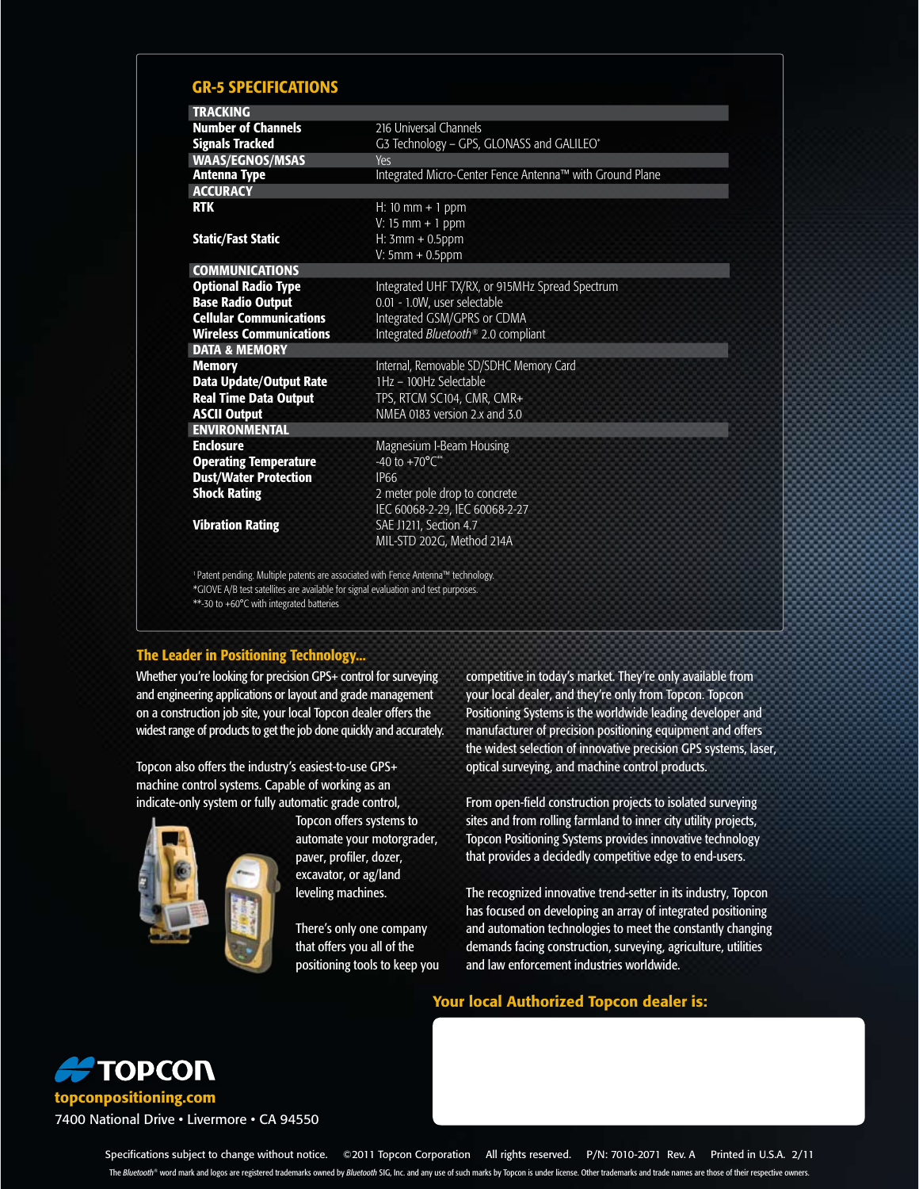## GR-5 SPECIFICATIONS

| | |
|---|---|
| **TRACKING** | |
| **Number of Channels** | 216 Universal Channels |
| **Signals Tracked** | G3 Technology – GPS, GLONASS and GALILEO* |
| **WAAS/EGNOS/MSAS** | Yes |
| **Antenna Type** | Integrated Micro-Center Fence Antenna™ with Ground Plane |
| **ACCURACY** | |
| **RTK** | H: 10 mm + 1 ppm<br>V: 15 mm + 1 ppm |
| **Static/Fast Static** | H: 3mm + 0.5ppm<br>V: 5mm + 0.5ppm |
| **COMMUNICATIONS** | |
| **Optional Radio Type** | Integrated UHF TX/RX, or 915MHz Spread Spectrum |
| **Base Radio Output** | 0.01 - 1.0W, user selectable |
| **Cellular Communications** | Integrated GSM/GPRS or CDMA |
| **Wireless Communications** | Integrated *Bluetooth*® 2.0 compliant |
| **DATA & MEMORY** | |
| **Memory** | Internal, Removable SD/SDHC Memory Card |
| **Data Update/Output Rate** | 1Hz – 100Hz Selectable |
| **Real Time Data Output** | TPS, RTCM SC104, CMR, CMR+ |
| **ASCII Output** | NMEA 0183 version 2.x and 3.0 |
| **ENVIRONMENTAL** | |
| **Enclosure** | Magnesium I-Beam Housing |
| **Operating Temperature** | -40 to +70°C** |
| **Dust/Water Protection** | IP66 |
| **Shock Rating** | 2 meter pole drop to concrete<br>IEC 60068-2-29, IEC 60068-2-27 |
| **Vibration Rating** | SAE J1211, Section 4.7<br>MIL-STD 202G, Method 214A |

[1] Patent pending. Multiple patents are associated with Fence Antenna™ technology.
*GIOVE A/B test satellites are available for signal evaluation and test purposes.
**-30 to +60°C with integrated batteries

## The Leader in Positioning Technology...

Whether you're looking for precision GPS+ control for surveying and engineering applications or layout and grade management on a construction job site, your local Topcon dealer offers the widest range of products to get the job done quickly and accurately.

Topcon also offers the industry's easiest-to-use GPS+ machine control systems. Capable of working as an indicate-only system or fully automatic grade control, Topcon offers systems to automate your motorgrader, paver, profiler, dozer, excavator, or ag/land leveling machines.

There's only one company that offers you all of the positioning tools to keep you competitive in today's market. They're only available from your local dealer, and they're only from Topcon. Topcon Positioning Systems is the worldwide leading developer and manufacturer of precision positioning equipment and offers the widest selection of innovative precision GPS systems, laser, optical surveying, and machine control products.

From open-field construction projects to isolated surveying sites and from rolling farmland to inner city utility projects, Topcon Positioning Systems provides innovative technology that provides a decidedly competitive edge to end-users.

The recognized innovative trend-setter in its industry, Topcon has focused on developing an array of integrated positioning and automation technologies to meet the constantly changing demands facing construction, surveying, agriculture, utilities and law enforcement industries worldwide.

**Your local Authorized Topcon dealer is:**

TOPCON
topconpositioning.com
7400 National Drive • Livermore • CA 94550

Specifications subject to change without notice. ©2011 Topcon Corporation All rights reserved. P/N: 7010-2071 Rev. A Printed in U.S.A. 2/11

The *Bluetooth*® word mark and logos are registered trademarks owned by *Bluetooth* SIG, Inc. and any use of such marks by Topcon is under license. Other trademarks and trade names are those of their respective owners.